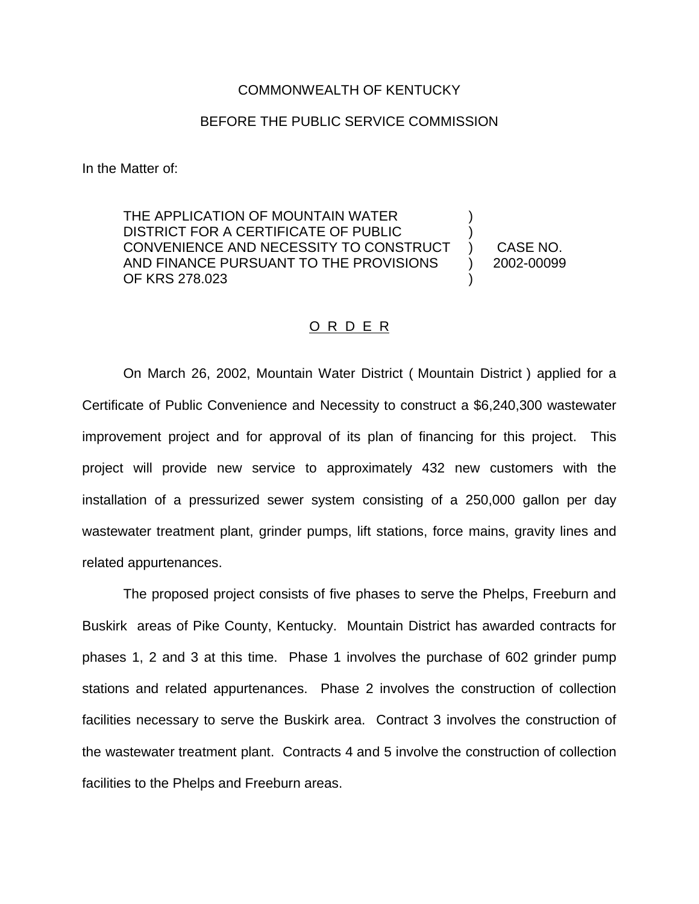COMMONWEALTH OF KENTUCKY

BEFORE THE PUBLIC SERVICE COMMISSION

In the Matter of:

| | | |
|---|---|---|
| THE APPLICATION OF MOUNTAIN WATER DISTRICT FOR A CERTIFICATE OF PUBLIC CONVENIENCE AND NECESSITY TO CONSTRUCT AND FINANCE PURSUANT TO THE PROVISIONS OF KRS 278.023 | ) ) ) ) ) | CASE NO. 2002-00099 |

## O R D E R

On March 26, 2002, Mountain Water District ( Mountain District ) applied for a Certificate of Public Convenience and Necessity to construct a $6,240,300 wastewater improvement project and for approval of its plan of financing for this project. This project will provide new service to approximately 432 new customers with the installation of a pressurized sewer system consisting of a 250,000 gallon per day wastewater treatment plant, grinder pumps, lift stations, force mains, gravity lines and related appurtenances.

The proposed project consists of five phases to serve the Phelps, Freeburn and Buskirk areas of Pike County, Kentucky. Mountain District has awarded contracts for phases 1, 2 and 3 at this time. Phase 1 involves the purchase of 602 grinder pump stations and related appurtenances. Phase 2 involves the construction of collection facilities necessary to serve the Buskirk area. Contract 3 involves the construction of the wastewater treatment plant. Contracts 4 and 5 involve the construction of collection facilities to the Phelps and Freeburn areas.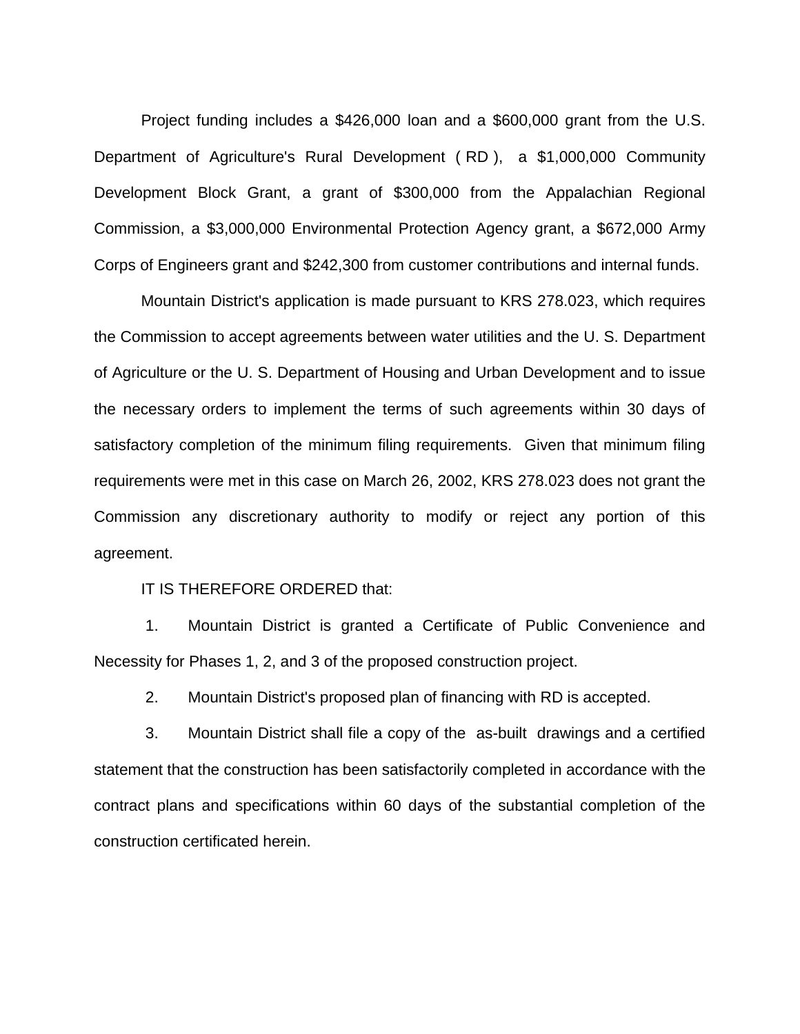Project funding includes a $426,000 loan and a $600,000 grant from the U.S. Department of Agriculture's Rural Development ( RD ), a $1,000,000 Community Development Block Grant, a grant of $300,000 from the Appalachian Regional Commission, a $3,000,000 Environmental Protection Agency grant, a $672,000 Army Corps of Engineers grant and $242,300 from customer contributions and internal funds.

Mountain District's application is made pursuant to KRS 278.023, which requires the Commission to accept agreements between water utilities and the U. S. Department of Agriculture or the U. S. Department of Housing and Urban Development and to issue the necessary orders to implement the terms of such agreements within 30 days of satisfactory completion of the minimum filing requirements. Given that minimum filing requirements were met in this case on March 26, 2002, KRS 278.023 does not grant the Commission any discretionary authority to modify or reject any portion of this agreement.

IT IS THEREFORE ORDERED that:

1. Mountain District is granted a Certificate of Public Convenience and Necessity for Phases 1, 2, and 3 of the proposed construction project.

2. Mountain District's proposed plan of financing with RD is accepted.

3. Mountain District shall file a copy of the as-built drawings and a certified statement that the construction has been satisfactorily completed in accordance with the contract plans and specifications within 60 days of the substantial completion of the construction certificated herein.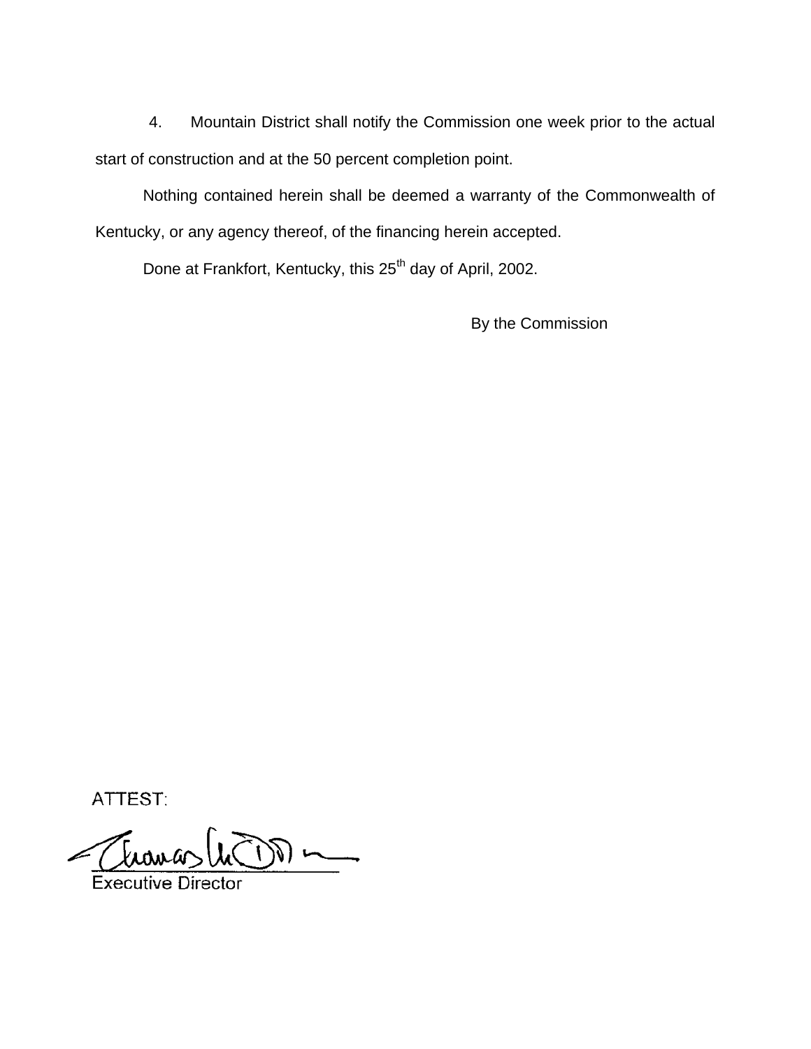4. Mountain District shall notify the Commission one week prior to the actual start of construction and at the 50 percent completion point.

Nothing contained herein shall be deemed a warranty of the Commonwealth of Kentucky, or any agency thereof, of the financing herein accepted.

Done at Frankfort, Kentucky, this 25th day of April, 2002.

By the Commission

ATTEST:

Executive Director